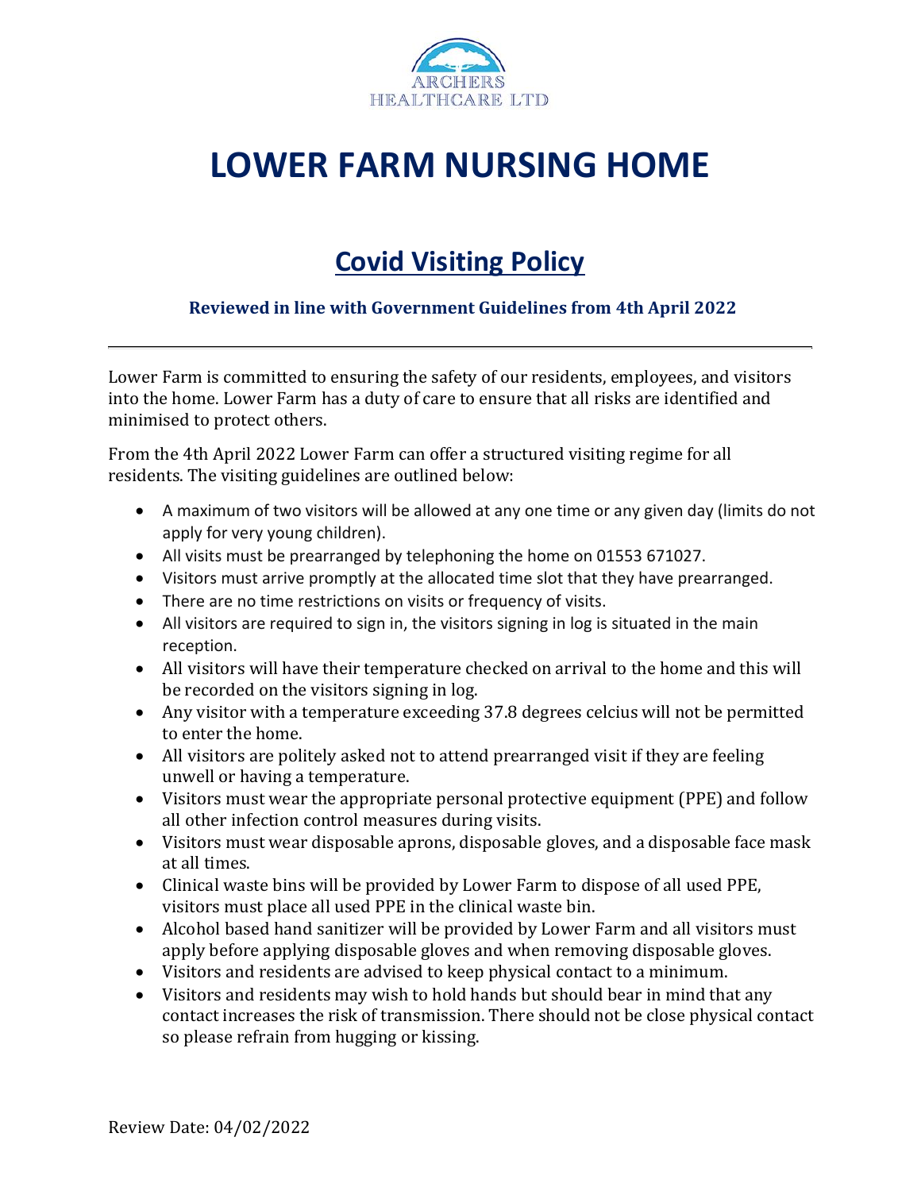ARCHERS HEALTHCARE LTD

# LOWER FARM NURSING HOME

## Covid Visiting Policy

**Reviewed in line with Government Guidelines from 4th April 2022**

---

Lower Farm is committed to ensuring the safety of our residents, employees, and visitors into the home. Lower Farm has a duty of care to ensure that all risks are identified and minimised to protect others.

From the 4th April 2022 Lower Farm can offer a structured visiting regime for all residents. The visiting guidelines are outlined below:

- A maximum of two visitors will be allowed at any one time or any given day (limits do not apply for very young children).
- All visits must be prearranged by telephoning the home on 01553 671027.
- Visitors must arrive promptly at the allocated time slot that they have prearranged.
- There are no time restrictions on visits or frequency of visits.
- All visitors are required to sign in, the visitors signing in log is situated in the main reception.
- All visitors will have their temperature checked on arrival to the home and this will be recorded on the visitors signing in log.
- Any visitor with a temperature exceeding 37.8 degrees celcius will not be permitted to enter the home.
- All visitors are politely asked not to attend prearranged visit if they are feeling unwell or having a temperature.
- Visitors must wear the appropriate personal protective equipment (PPE) and follow all other infection control measures during visits.
- Visitors must wear disposable aprons, disposable gloves, and a disposable face mask at all times.
- Clinical waste bins will be provided by Lower Farm to dispose of all used PPE, visitors must place all used PPE in the clinical waste bin.
- Alcohol based hand sanitizer will be provided by Lower Farm and all visitors must apply before applying disposable gloves and when removing disposable gloves.
- Visitors and residents are advised to keep physical contact to a minimum.
- Visitors and residents may wish to hold hands but should bear in mind that any contact increases the risk of transmission. There should not be close physical contact so please refrain from hugging or kissing.

Review Date: 04/02/2022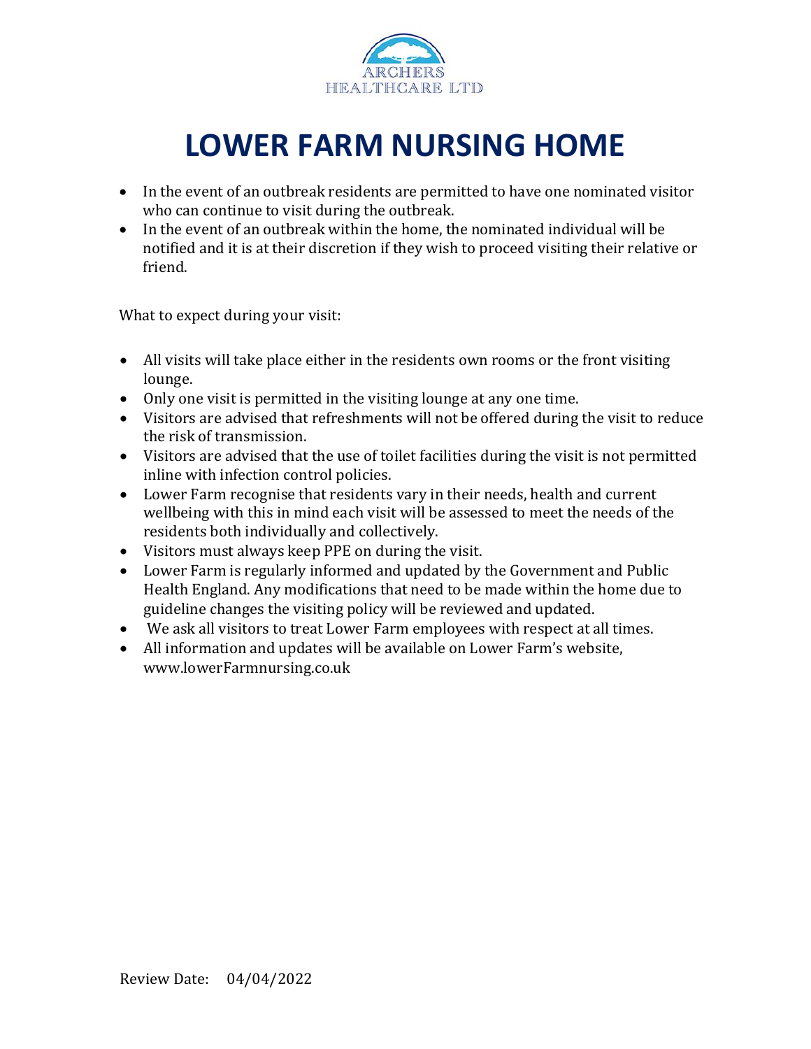ARCHERS HEALTHCARE LTD

# LOWER FARM NURSING HOME

- In the event of an outbreak residents are permitted to have one nominated visitor who can continue to visit during the outbreak.
- In the event of an outbreak within the home, the nominated individual will be notified and it is at their discretion if they wish to proceed visiting their relative or friend.

What to expect during your visit:

- All visits will take place either in the residents own rooms or the front visiting lounge.
- Only one visit is permitted in the visiting lounge at any one time.
- Visitors are advised that refreshments will not be offered during the visit to reduce the risk of transmission.
- Visitors are advised that the use of toilet facilities during the visit is not permitted inline with infection control policies.
- Lower Farm recognise that residents vary in their needs, health and current wellbeing with this in mind each visit will be assessed to meet the needs of the residents both individually and collectively.
- Visitors must always keep PPE on during the visit.
- Lower Farm is regularly informed and updated by the Government and Public Health England. Any modifications that need to be made within the home due to guideline changes the visiting policy will be reviewed and updated.
- We ask all visitors to treat Lower Farm employees with respect at all times.
- All information and updates will be available on Lower Farm's website, www.lowerFarmnursing.co.uk

Review Date: 04/04/2022